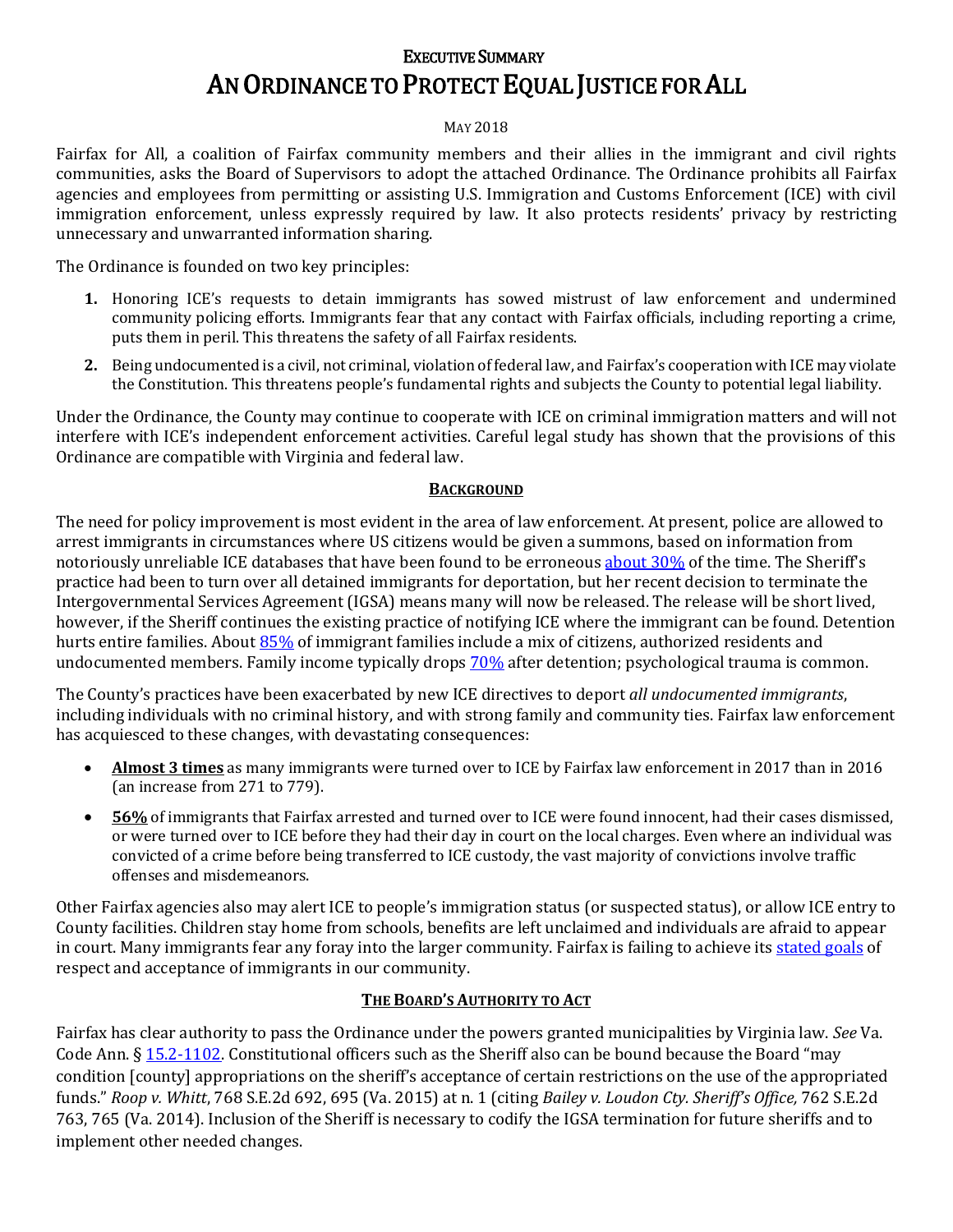# EXECUTIVE SUMMARY

# AN ORDINANCE TO PROTECT EQUAL JUSTICE FOR ALL

MAY 2018

Fairfax for All, a coalition of Fairfax community members and their allies in the immigrant and civil rights communities, asks the Board of Supervisors to adopt the attached Ordinance. The Ordinance prohibits all Fairfax agencies and employees from permitting or assisting U.S. Immigration and Customs Enforcement (ICE) with civil immigration enforcement, unless expressly required by law. It also protects residents' privacy by restricting unnecessary and unwarranted information sharing.

The Ordinance is founded on two key principles:

1. Honoring ICE's requests to detain immigrants has sowed mistrust of law enforcement and undermined community policing efforts. Immigrants fear that any contact with Fairfax officials, including reporting a crime, puts them in peril. This threatens the safety of all Fairfax residents.
2. Being undocumented is a civil, not criminal, violation of federal law, and Fairfax's cooperation with ICE may violate the Constitution. This threatens people's fundamental rights and subjects the County to potential legal liability.

Under the Ordinance, the County may continue to cooperate with ICE on criminal immigration matters and will not interfere with ICE's independent enforcement activities. Careful legal study has shown that the provisions of this Ordinance are compatible with Virginia and federal law.

## BACKGROUND

The need for policy improvement is most evident in the area of law enforcement. At present, police are allowed to arrest immigrants in circumstances where US citizens would be given a summons, based on information from notoriously unreliable ICE databases that have been found to be erroneous about 30% of the time. The Sheriff's practice had been to turn over all detained immigrants for deportation, but her recent decision to terminate the Intergovernmental Services Agreement (IGSA) means many will now be released. The release will be short lived, however, if the Sheriff continues the existing practice of notifying ICE where the immigrant can be found. Detention hurts entire families. About 85% of immigrant families include a mix of citizens, authorized residents and undocumented members. Family income typically drops 70% after detention; psychological trauma is common.

The County's practices have been exacerbated by new ICE directives to deport *all undocumented immigrants*, including individuals with no criminal history, and with strong family and community ties. Fairfax law enforcement has acquiesced to these changes, with devastating consequences:

- **Almost 3 times** as many immigrants were turned over to ICE by Fairfax law enforcement in 2017 than in 2016 (an increase from 271 to 779).
- **56%** of immigrants that Fairfax arrested and turned over to ICE were found innocent, had their cases dismissed, or were turned over to ICE before they had their day in court on the local charges. Even where an individual was convicted of a crime before being transferred to ICE custody, the vast majority of convictions involve traffic offenses and misdemeanors.

Other Fairfax agencies also may alert ICE to people's immigration status (or suspected status), or allow ICE entry to County facilities. Children stay home from schools, benefits are left unclaimed and individuals are afraid to appear in court. Many immigrants fear any foray into the larger community. Fairfax is failing to achieve its stated goals of respect and acceptance of immigrants in our community.

## THE BOARD'S AUTHORITY TO ACT

Fairfax has clear authority to pass the Ordinance under the powers granted municipalities by Virginia law. *See* Va. Code Ann. § 15.2-1102. Constitutional officers such as the Sheriff also can be bound because the Board "may condition [county] appropriations on the sheriff's acceptance of certain restrictions on the use of the appropriated funds." *Roop v. Whitt*, 768 S.E.2d 692, 695 (Va. 2015) at n. 1 (citing *Bailey v. Loudon Cty. Sheriff's Office,* 762 S.E.2d 763, 765 (Va. 2014). Inclusion of the Sheriff is necessary to codify the IGSA termination for future sheriffs and to implement other needed changes.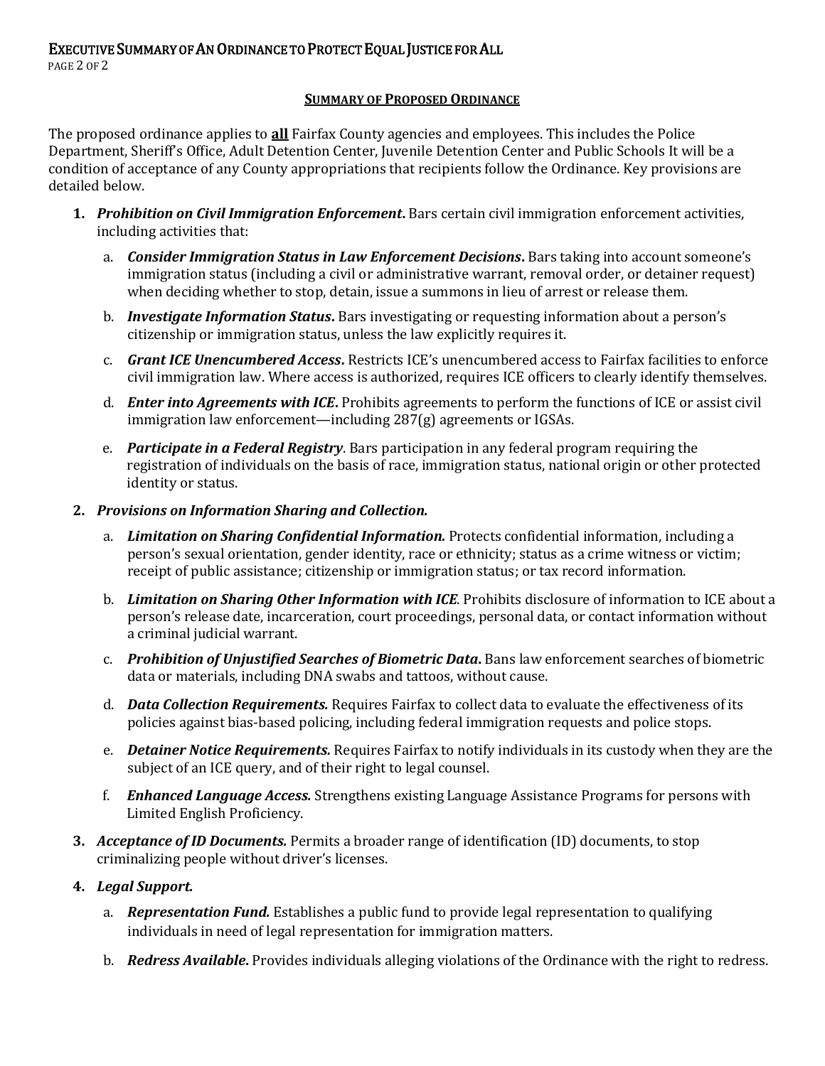## SUMMARY OF PROPOSED ORDINANCE

The proposed ordinance applies to **all** Fairfax County agencies and employees. This includes the Police Department, Sheriff's Office, Adult Detention Center, Juvenile Detention Center and Public Schools It will be a condition of acceptance of any County appropriations that recipients follow the Ordinance. Key provisions are detailed below.

1. ***Prohibition on Civil Immigration Enforcement*.** Bars certain civil immigration enforcement activities, including activities that:
   a. ***Consider Immigration Status in Law Enforcement Decisions*.** Bars taking into account someone's immigration status (including a civil or administrative warrant, removal order, or detainer request) when deciding whether to stop, detain, issue a summons in lieu of arrest or release them.
   b. ***Investigate Information Status*.** Bars investigating or requesting information about a person's citizenship or immigration status, unless the law explicitly requires it.
   c. ***Grant ICE Unencumbered Access*.** Restricts ICE's unencumbered access to Fairfax facilities to enforce civil immigration law. Where access is authorized, requires ICE officers to clearly identify themselves.
   d. ***Enter into Agreements with ICE*.** Prohibits agreements to perform the functions of ICE or assist civil immigration law enforcement—including 287(g) agreements or IGSAs.
   e. ***Participate in a Federal Registry***. Bars participation in any federal program requiring the registration of individuals on the basis of race, immigration status, national origin or other protected identity or status.
2. ***Provisions on Information Sharing and Collection.***
   a. ***Limitation on Sharing Confidential Information.*** Protects confidential information, including a person's sexual orientation, gender identity, race or ethnicity; status as a crime witness or victim; receipt of public assistance; citizenship or immigration status; or tax record information.
   b. ***Limitation on Sharing Other Information with ICE***. Prohibits disclosure of information to ICE about a person's release date, incarceration, court proceedings, personal data, or contact information without a criminal judicial warrant.
   c. ***Prohibition of Unjustified Searches of Biometric Data*.** Bans law enforcement searches of biometric data or materials, including DNA swabs and tattoos, without cause.
   d. ***Data Collection Requirements.*** Requires Fairfax to collect data to evaluate the effectiveness of its policies against bias-based policing, including federal immigration requests and police stops.
   e. ***Detainer Notice Requirements.*** Requires Fairfax to notify individuals in its custody when they are the subject of an ICE query, and of their right to legal counsel.
   f. ***Enhanced Language Access.*** Strengthens existing Language Assistance Programs for persons with Limited English Proficiency.
3. ***Acceptance of ID Documents.*** Permits a broader range of identification (ID) documents, to stop criminalizing people without driver's licenses.
4. ***Legal Support.***
   a. ***Representation Fund.*** Establishes a public fund to provide legal representation to qualifying individuals in need of legal representation for immigration matters.
   b. ***Redress Available*.** Provides individuals alleging violations of the Ordinance with the right to redress.